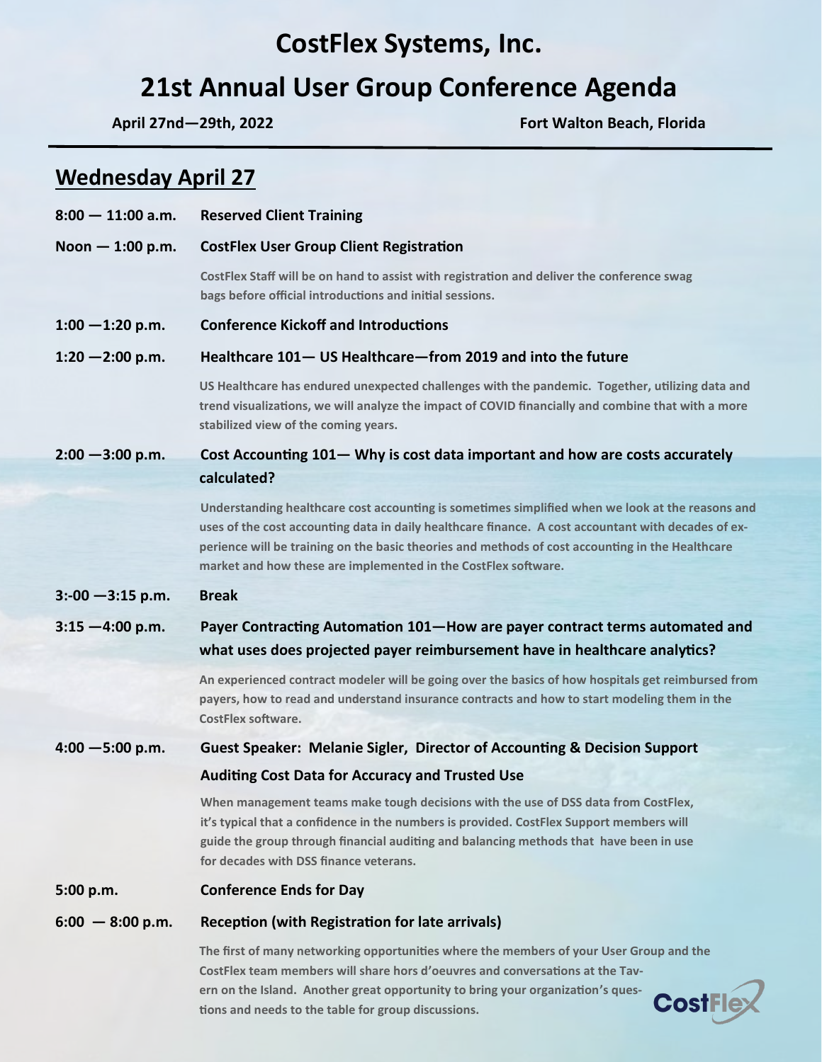# CostFlex Systems, Inc.

# 21st Annual User Group Conference Agenda

**April 27nd—29th, 2022** **Fort Walton Beach, Florida**

## Wednesday April 27

**8:00 — 11:00 a.m.** **Reserved Client Training**

**Noon — 1:00 p.m.** **CostFlex User Group Client Registration**

CostFlex Staff will be on hand to assist with registration and deliver the conference swag bags before official introductions and initial sessions.

**1:00 —1:20 p.m.** **Conference Kickoff and Introductions**

**1:20 —2:00 p.m.** **Healthcare 101— US Healthcare—from 2019 and into the future**

US Healthcare has endured unexpected challenges with the pandemic. Together, utilizing data and trend visualizations, we will analyze the impact of COVID financially and combine that with a more stabilized view of the coming years.

**2:00 —3:00 p.m.** **Cost Accounting 101— Why is cost data important and how are costs accurately calculated?**

Understanding healthcare cost accounting is sometimes simplified when we look at the reasons and uses of the cost accounting data in daily healthcare finance. A cost accountant with decades of experience will be training on the basic theories and methods of cost accounting in the Healthcare market and how these are implemented in the CostFlex software.

**3:-00 —3:15 p.m.** **Break**

**3:15 —4:00 p.m.** **Payer Contracting Automation 101—How are payer contract terms automated and what uses does projected payer reimbursement have in healthcare analytics?**

An experienced contract modeler will be going over the basics of how hospitals get reimbursed from payers, how to read and understand insurance contracts and how to start modeling them in the CostFlex software.

**4:00 —5:00 p.m.** **Guest Speaker: Melanie Sigler, Director of Accounting & Decision Support**

**Auditing Cost Data for Accuracy and Trusted Use**

When management teams make tough decisions with the use of DSS data from CostFlex, it's typical that a confidence in the numbers is provided. CostFlex Support members will guide the group through financial auditing and balancing methods that have been in use for decades with DSS finance veterans.

**5:00 p.m.** **Conference Ends for Day**

**6:00 — 8:00 p.m.** **Reception (with Registration for late arrivals)**

The first of many networking opportunities where the members of your User Group and the CostFlex team members will share hors d'oeuvres and conversations at the Tavern on the Island. Another great opportunity to bring your organization's questions and needs to the table for group discussions.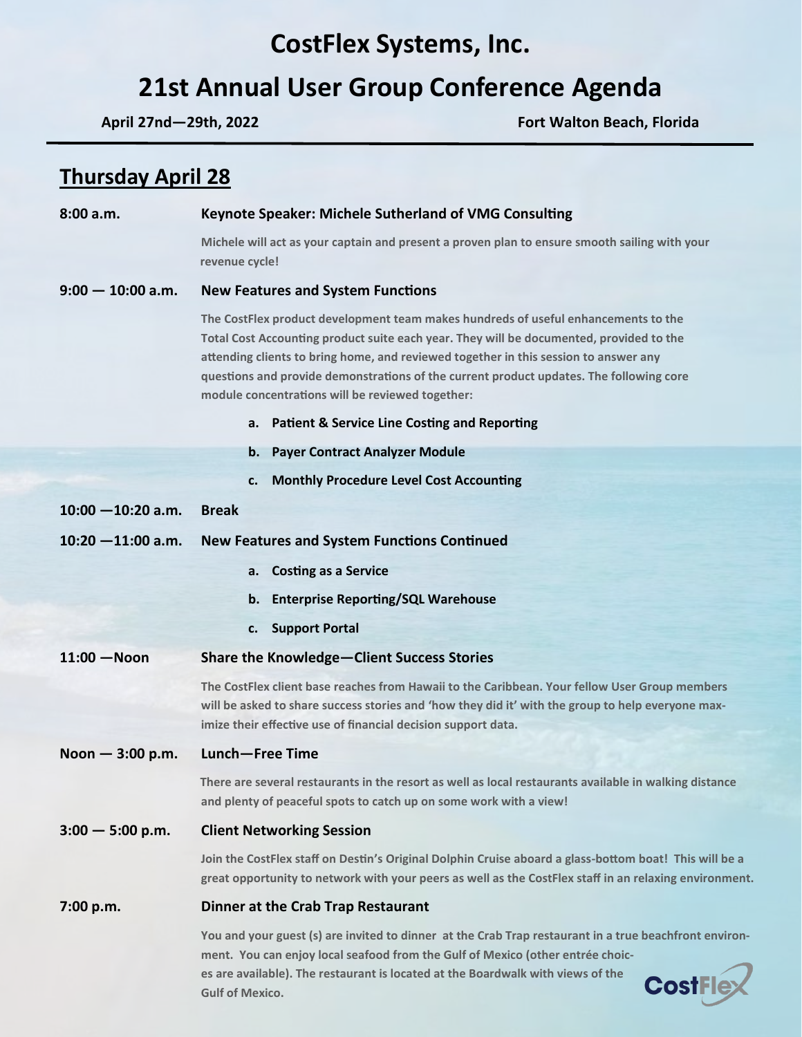# CostFlex Systems, Inc.

# 21st Annual User Group Conference Agenda

**April 27nd—29th, 2022** **Fort Walton Beach, Florida**

## Thursday April 28

**8:00 a.m.** **Keynote Speaker: Michele Sutherland of VMG Consulting**

Michele will act as your captain and present a proven plan to ensure smooth sailing with your revenue cycle!

**9:00 — 10:00 a.m.** **New Features and System Functions**

The CostFlex product development team makes hundreds of useful enhancements to the Total Cost Accounting product suite each year. They will be documented, provided to the attending clients to bring home, and reviewed together in this session to answer any questions and provide demonstrations of the current product updates. The following core module concentrations will be reviewed together:

a. **Patient & Service Line Costing and Reporting**
b. **Payer Contract Analyzer Module**
c. **Monthly Procedure Level Cost Accounting**

**10:00 —10:20 a.m.** **Break**

**10:20 —11:00 a.m.** **New Features and System Functions Continued**

a. **Costing as a Service**
b. **Enterprise Reporting/SQL Warehouse**
c. **Support Portal**

**11:00 —Noon** **Share the Knowledge—Client Success Stories**

The CostFlex client base reaches from Hawaii to the Caribbean. Your fellow User Group members will be asked to share success stories and 'how they did it' with the group to help everyone maximize their effective use of financial decision support data.

**Noon — 3:00 p.m.** **Lunch—Free Time**

There are several restaurants in the resort as well as local restaurants available in walking distance and plenty of peaceful spots to catch up on some work with a view!

**3:00 — 5:00 p.m.** **Client Networking Session**

Join the CostFlex staff on Destin's Original Dolphin Cruise aboard a glass-bottom boat! This will be a great opportunity to network with your peers as well as the CostFlex staff in an relaxing environment.

**7:00 p.m.** **Dinner at the Crab Trap Restaurant**

You and your guest (s) are invited to dinner at the Crab Trap restaurant in a true beachfront environment. You can enjoy local seafood from the Gulf of Mexico (other entrée choices are available). The restaurant is located at the Boardwalk with views of the Gulf of Mexico.

CostFlex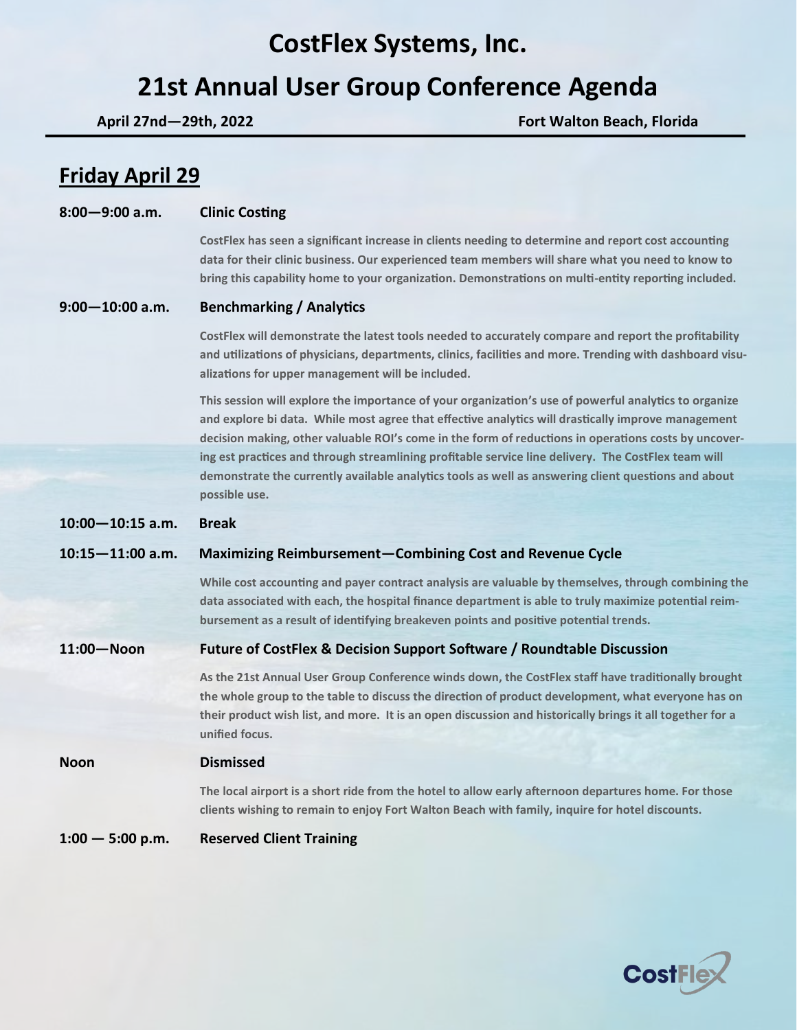# CostFlex Systems, Inc.

# 21st Annual User Group Conference Agenda

**April 27nd—29th, 2022** **Fort Walton Beach, Florida**

## Friday April 29

**8:00—9:00 a.m.** **Clinic Costing**

CostFlex has seen a significant increase in clients needing to determine and report cost accounting data for their clinic business. Our experienced team members will share what you need to know to bring this capability home to your organization. Demonstrations on multi-entity reporting included.

**9:00—10:00 a.m.** **Benchmarking / Analytics**

CostFlex will demonstrate the latest tools needed to accurately compare and report the profitability and utilizations of physicians, departments, clinics, facilities and more. Trending with dashboard visualizations for upper management will be included.

This session will explore the importance of your organization's use of powerful analytics to organize and explore bi data. While most agree that effective analytics will drastically improve management decision making, other valuable ROI's come in the form of reductions in operations costs by uncovering est practices and through streamlining profitable service line delivery. The CostFlex team will demonstrate the currently available analytics tools as well as answering client questions and about possible use.

**10:00—10:15 a.m.** **Break**

**10:15—11:00 a.m.** **Maximizing Reimbursement—Combining Cost and Revenue Cycle**

While cost accounting and payer contract analysis are valuable by themselves, through combining the data associated with each, the hospital finance department is able to truly maximize potential reimbursement as a result of identifying breakeven points and positive potential trends.

**11:00—Noon** **Future of CostFlex & Decision Support Software / Roundtable Discussion**

As the 21st Annual User Group Conference winds down, the CostFlex staff have traditionally brought the whole group to the table to discuss the direction of product development, what everyone has on their product wish list, and more. It is an open discussion and historically brings it all together for a unified focus.

**Noon** **Dismissed**

The local airport is a short ride from the hotel to allow early afternoon departures home. For those clients wishing to remain to enjoy Fort Walton Beach with family, inquire for hotel discounts.

**1:00 — 5:00 p.m.** **Reserved Client Training**

CostFlex